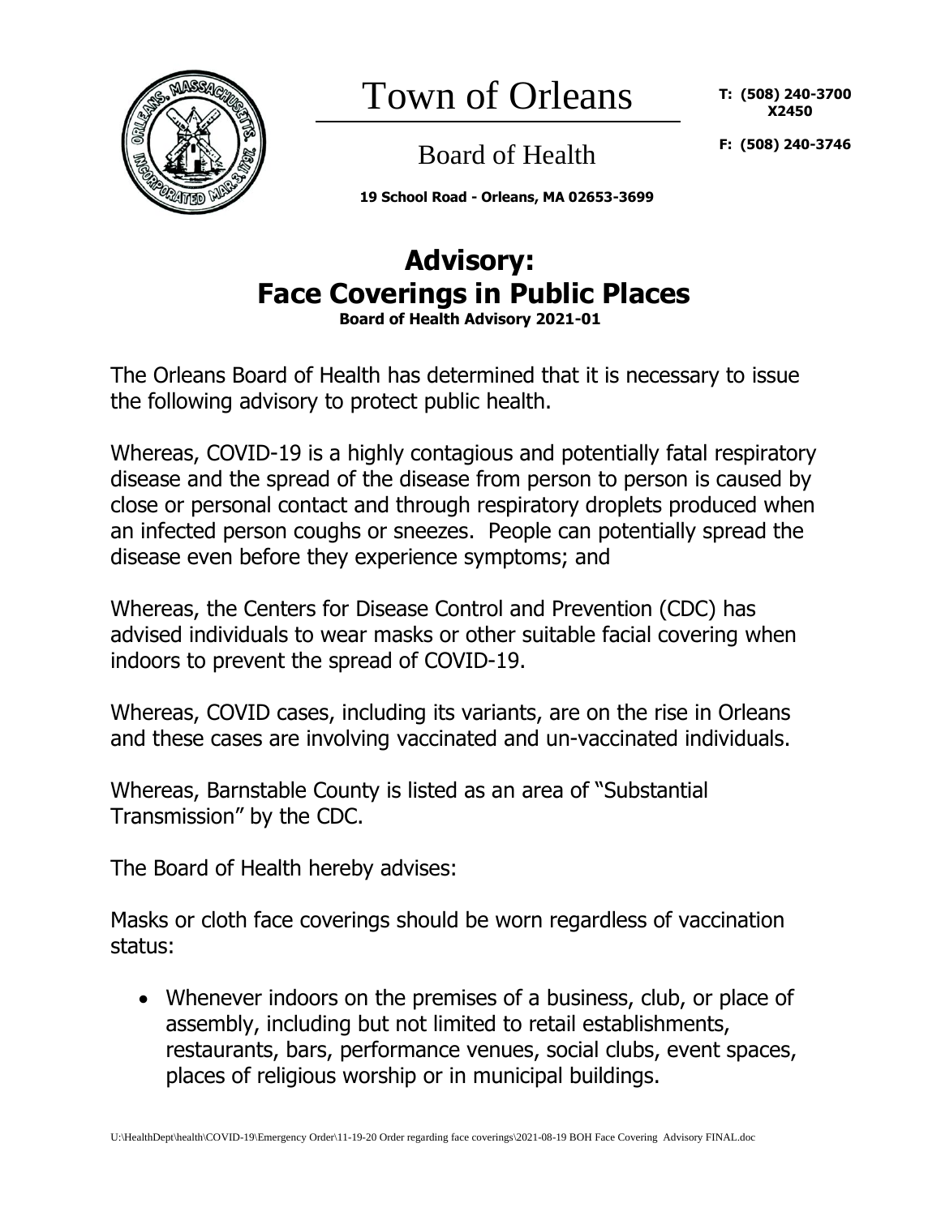# Town of Orleans

## Board of Health

**19 School Road - Orleans, MA 02653-3699**

**T: (508) 240-3700 X2450**

**F: (508) 240-3746**

# Advisory: Face Coverings in Public Places

**Board of Health Advisory 2021-01**

The Orleans Board of Health has determined that it is necessary to issue the following advisory to protect public health.

Whereas, COVID-19 is a highly contagious and potentially fatal respiratory disease and the spread of the disease from person to person is caused by close or personal contact and through respiratory droplets produced when an infected person coughs or sneezes. People can potentially spread the disease even before they experience symptoms; and

Whereas, the Centers for Disease Control and Prevention (CDC) has advised individuals to wear masks or other suitable facial covering when indoors to prevent the spread of COVID-19.

Whereas, COVID cases, including its variants, are on the rise in Orleans and these cases are involving vaccinated and un-vaccinated individuals.

Whereas, Barnstable County is listed as an area of "Substantial Transmission" by the CDC.

The Board of Health hereby advises:

Masks or cloth face coverings should be worn regardless of vaccination status:

- Whenever indoors on the premises of a business, club, or place of assembly, including but not limited to retail establishments, restaurants, bars, performance venues, social clubs, event spaces, places of religious worship or in municipal buildings.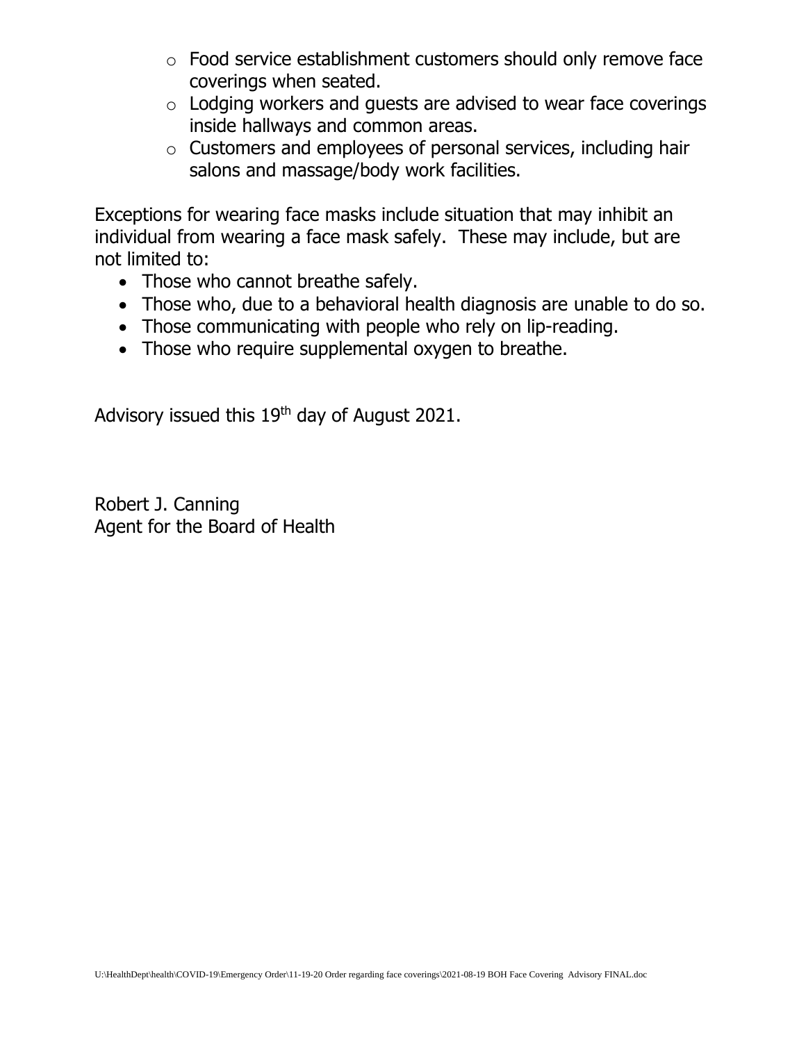- Food service establishment customers should only remove face coverings when seated.
  - Lodging workers and guests are advised to wear face coverings inside hallways and common areas.
  - Customers and employees of personal services, including hair salons and massage/body work facilities.

Exceptions for wearing face masks include situation that may inhibit an individual from wearing a face mask safely. These may include, but are not limited to:

- Those who cannot breathe safely.
- Those who, due to a behavioral health diagnosis are unable to do so.
- Those communicating with people who rely on lip-reading.
- Those who require supplemental oxygen to breathe.

Advisory issued this 19th day of August 2021.

Robert J. Canning
Agent for the Board of Health

U:\HealthDept\health\COVID-19\Emergency Order\11-19-20 Order regarding face coverings\2021-08-19 BOH Face Covering Advisory FINAL.doc